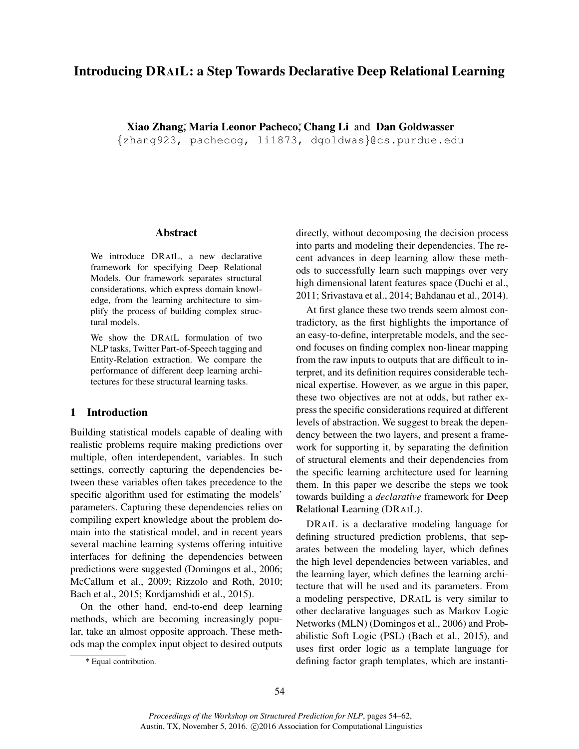# Introducing DRAIL: a Step Towards Declarative Deep Relational Learning

**Xiao Zhang**\*, **Maria Leonor Pacheco**\*, **Chang Li** and **Dan Goldwasser**
{zhang923, pachecog, li1873, dgoldwas}@cs.purdue.edu

## Abstract

We introduce DRAIL, a new declarative framework for specifying Deep Relational Models. Our framework separates structural considerations, which express domain knowledge, from the learning architecture to simplify the process of building complex structural models.

We show the DRAIL formulation of two NLP tasks, Twitter Part-of-Speech tagging and Entity-Relation extraction. We compare the performance of different deep learning architectures for these structural learning tasks.

## 1 Introduction

Building statistical models capable of dealing with realistic problems require making predictions over multiple, often interdependent, variables. In such settings, correctly capturing the dependencies between these variables often takes precedence to the specific algorithm used for estimating the models' parameters. Capturing these dependencies relies on compiling expert knowledge about the problem domain into the statistical model, and in recent years several machine learning systems offering intuitive interfaces for defining the dependencies between predictions were suggested (Domingos et al., 2006; McCallum et al., 2009; Rizzolo and Roth, 2010; Bach et al., 2015; Kordjamshidi et al., 2015).

On the other hand, end-to-end deep learning methods, which are becoming increasingly popular, take an almost opposite approach. These methods map the complex input object to desired outputs directly, without decomposing the decision process into parts and modeling their dependencies. The recent advances in deep learning allow these methods to successfully learn such mappings over very high dimensional latent features space (Duchi et al., 2011; Srivastava et al., 2014; Bahdanau et al., 2014).

At first glance these two trends seem almost contradictory, as the first highlights the importance of an easy-to-define, interpretable models, and the second focuses on finding complex non-linear mapping from the raw inputs to outputs that are difficult to interpret, and its definition requires considerable technical expertise. However, as we argue in this paper, these two objectives are not at odds, but rather express the specific considerations required at different levels of abstraction. We suggest to break the dependency between the two layers, and present a framework for supporting it, by separating the definition of structural elements and their dependencies from the specific learning architecture used for learning them. In this paper we describe the steps we took towards building a *declarative* framework for **D**eep **R**el**a**t**i**ona**l** **L**earning (DRAIL).

DRAIL is a declarative modeling language for defining structured prediction problems, that separates between the modeling layer, which defines the high level dependencies between variables, and the learning layer, which defines the learning architecture that will be used and its parameters. From a modeling perspective, DRAIL is very similar to other declarative languages such as Markov Logic Networks (MLN) (Domingos et al., 2006) and Probabilistic Soft Logic (PSL) (Bach et al., 2015), and uses first order logic as a template language for defining factor graph templates, which are instanti-

\* Equal contribution.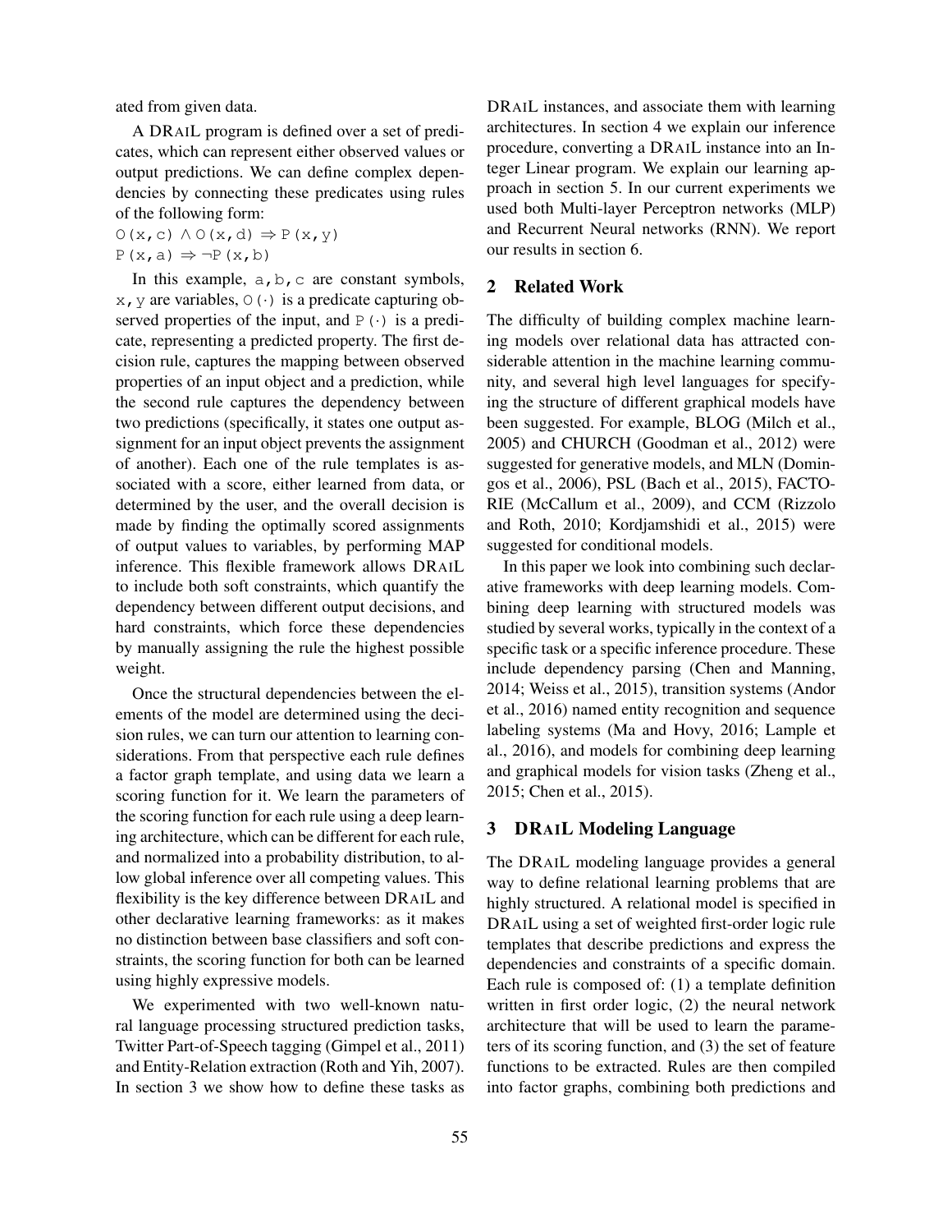ated from given data.

A DRAIL program is defined over a set of predicates, which can represent either observed values or output predictions. We can define complex dependencies by connecting these predicates using rules of the following form:

$O(x,c) \wedge O(x,d) \Rightarrow P(x,y)$
$P(x,a) \Rightarrow \neg P(x,b)$

In this example, a,b,c are constant symbols, x,y are variables, $O(\cdot)$ is a predicate capturing observed properties of the input, and $P(\cdot)$ is a predicate, representing a predicted property. The first decision rule, captures the mapping between observed properties of an input object and a prediction, while the second rule captures the dependency between two predictions (specifically, it states one output assignment for an input object prevents the assignment of another). Each one of the rule templates is associated with a score, either learned from data, or determined by the user, and the overall decision is made by finding the optimally scored assignments of output values to variables, by performing MAP inference. This flexible framework allows DRAIL to include both soft constraints, which quantify the dependency between different output decisions, and hard constraints, which force these dependencies by manually assigning the rule the highest possible weight.

Once the structural dependencies between the elements of the model are determined using the decision rules, we can turn our attention to learning considerations. From that perspective each rule defines a factor graph template, and using data we learn a scoring function for it. We learn the parameters of the scoring function for each rule using a deep learning architecture, which can be different for each rule, and normalized into a probability distribution, to allow global inference over all competing values. This flexibility is the key difference between DRAIL and other declarative learning frameworks: as it makes no distinction between base classifiers and soft constraints, the scoring function for both can be learned using highly expressive models.

We experimented with two well-known natural language processing structured prediction tasks, Twitter Part-of-Speech tagging (Gimpel et al., 2011) and Entity-Relation extraction (Roth and Yih, 2007). In section 3 we show how to define these tasks as DRAIL instances, and associate them with learning architectures. In section 4 we explain our inference procedure, converting a DRAIL instance into an Integer Linear program. We explain our learning approach in section 5. In our current experiments we used both Multi-layer Perceptron networks (MLP) and Recurrent Neural networks (RNN). We report our results in section 6.

## 2 Related Work

The difficulty of building complex machine learning models over relational data has attracted considerable attention in the machine learning community, and several high level languages for specifying the structure of different graphical models have been suggested. For example, BLOG (Milch et al., 2005) and CHURCH (Goodman et al., 2012) were suggested for generative models, and MLN (Domingos et al., 2006), PSL (Bach et al., 2015), FACTORIE (McCallum et al., 2009), and CCM (Rizzolo and Roth, 2010; Kordjamshidi et al., 2015) were suggested for conditional models.

In this paper we look into combining such declarative frameworks with deep learning models. Combining deep learning with structured models was studied by several works, typically in the context of a specific task or a specific inference procedure. These include dependency parsing (Chen and Manning, 2014; Weiss et al., 2015), transition systems (Andor et al., 2016) named entity recognition and sequence labeling systems (Ma and Hovy, 2016; Lample et al., 2016), and models for combining deep learning and graphical models for vision tasks (Zheng et al., 2015; Chen et al., 2015).

## 3 DRAIL Modeling Language

The DRAIL modeling language provides a general way to define relational learning problems that are highly structured. A relational model is specified in DRAIL using a set of weighted first-order logic rule templates that describe predictions and express the dependencies and constraints of a specific domain. Each rule is composed of: (1) a template definition written in first order logic, (2) the neural network architecture that will be used to learn the parameters of its scoring function, and (3) the set of feature functions to be extracted. Rules are then compiled into factor graphs, combining both predictions and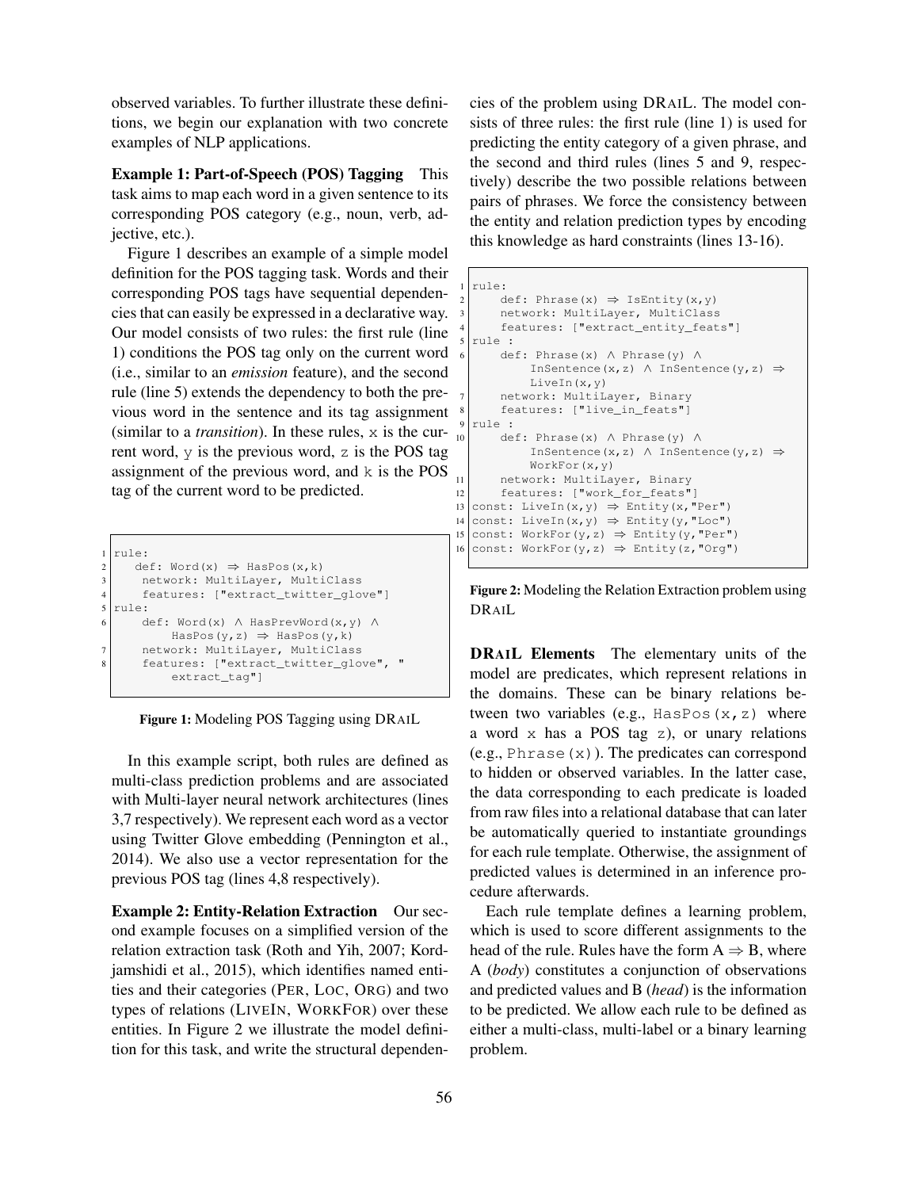observed variables. To further illustrate these definitions, we begin our explanation with two concrete examples of NLP applications.

**Example 1: Part-of-Speech (POS) Tagging** This task aims to map each word in a given sentence to its corresponding POS category (e.g., noun, verb, adjective, etc.).

Figure 1 describes an example of a simple model definition for the POS tagging task. Words and their corresponding POS tags have sequential dependencies that can easily be expressed in a declarative way. Our model consists of two rules: the first rule (line 1) conditions the POS tag only on the current word (i.e., similar to an *emission* feature), and the second rule (line 5) extends the dependency to both the previous word in the sentence and its tag assignment (similar to a *transition*). In these rules, x is the current word, y is the previous word, z is the POS tag assignment of the previous word, and k is the POS tag of the current word to be predicted.

```
1 rule:
2    def: Word(x) ⇒ HasPos(x,k)
3     network: MultiLayer, MultiClass
4     features: ["extract_twitter_glove"]
5 rule:
6     def: Word(x) ∧ HasPrevWord(x,y) ∧
          HasPos(y,z) ⇒ HasPos(y,k)
7     network: MultiLayer, MultiClass
8     features: ["extract_twitter_glove", "
          extract_tag"]
```

**Figure 1:** Modeling POS Tagging using DRAIL

In this example script, both rules are defined as multi-class prediction problems and are associated with Multi-layer neural network architectures (lines 3,7 respectively). We represent each word as a vector using Twitter Glove embedding (Pennington et al., 2014). We also use a vector representation for the previous POS tag (lines 4,8 respectively).

**Example 2: Entity-Relation Extraction** Our second example focuses on a simplified version of the relation extraction task (Roth and Yih, 2007; Kordjamshidi et al., 2015), which identifies named entities and their categories (PER, LOC, ORG) and two types of relations (LIVEIN, WORKFOR) over these entities. In Figure 2 we illustrate the model definition for this task, and write the structural dependencies of the problem using DRAIL. The model consists of three rules: the first rule (line 1) is used for predicting the entity category of a given phrase, and the second and third rules (lines 5 and 9, respectively) describe the two possible relations between pairs of phrases. We force the consistency between the entity and relation prediction types by encoding this knowledge as hard constraints (lines 13-16).

```
1  rule:
2      def: Phrase(x) ⇒ IsEntity(x,y)
3      network: MultiLayer, MultiClass
4      features: ["extract_entity_feats"]
5  rule :
6      def: Phrase(x) ∧ Phrase(y) ∧
           InSentence(x,z) ∧ InSentence(y,z) ⇒
           LiveIn(x,y)
7      network: MultiLayer, Binary
8      features: ["live_in_feats"]
9  rule :
10     def: Phrase(x) ∧ Phrase(y) ∧
           InSentence(x,z) ∧ InSentence(y,z) ⇒
           WorkFor(x,y)
11     network: MultiLayer, Binary
12     features: ["work_for_feats"]
13 const: LiveIn(x,y) ⇒ Entity(x,"Per")
14 const: LiveIn(x,y) ⇒ Entity(y,"Loc")
15 const: WorkFor(y,z) ⇒ Entity(y,"Per")
16 const: WorkFor(y,z) ⇒ Entity(z,"Org")
```

**Figure 2:** Modeling the Relation Extraction problem using DRAIL

**DRAIL Elements** The elementary units of the model are predicates, which represent relations in the domains. These can be binary relations between two variables (e.g., HasPos(x,z) where a word x has a POS tag z), or unary relations (e.g., Phrase(x)). The predicates can correspond to hidden or observed variables. In the latter case, the data corresponding to each predicate is loaded from raw files into a relational database that can later be automatically queried to instantiate groundings for each rule template. Otherwise, the assignment of predicted values is determined in an inference procedure afterwards.

Each rule template defines a learning problem, which is used to score different assignments to the head of the rule. Rules have the form A ⇒ B, where A (*body*) constitutes a conjunction of observations and predicted values and B (*head*) is the information to be predicted. We allow each rule to be defined as either a multi-class, multi-label or a binary learning problem.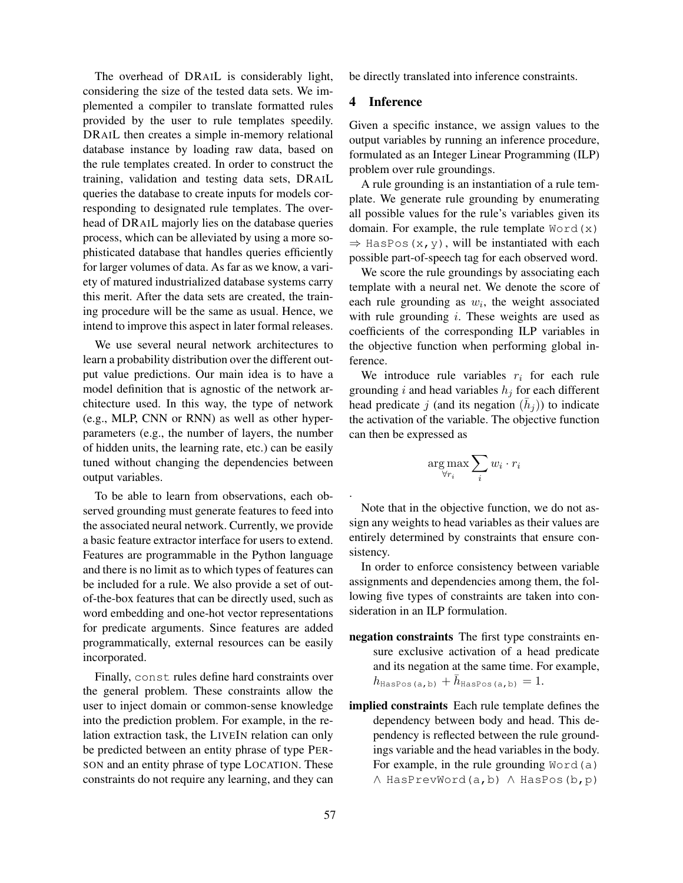The overhead of DRAIL is considerably light, considering the size of the tested data sets. We implemented a compiler to translate formatted rules provided by the user to rule templates speedily. DRAIL then creates a simple in-memory relational database instance by loading raw data, based on the rule templates created. In order to construct the training, validation and testing data sets, DRAIL queries the database to create inputs for models corresponding to designated rule templates. The overhead of DRAIL majorly lies on the database queries process, which can be alleviated by using a more sophisticated database that handles queries efficiently for larger volumes of data. As far as we know, a variety of matured industrialized database systems carry this merit. After the data sets are created, the training procedure will be the same as usual. Hence, we intend to improve this aspect in later formal releases.

We use several neural network architectures to learn a probability distribution over the different output value predictions. Our main idea is to have a model definition that is agnostic of the network architecture used. In this way, the type of network (e.g., MLP, CNN or RNN) as well as other hyperparameters (e.g., the number of layers, the number of hidden units, the learning rate, etc.) can be easily tuned without changing the dependencies between output variables.

To be able to learn from observations, each observed grounding must generate features to feed into the associated neural network. Currently, we provide a basic feature extractor interface for users to extend. Features are programmable in the Python language and there is no limit as to which types of features can be included for a rule. We also provide a set of out-of-the-box features that can be directly used, such as word embedding and one-hot vector representations for predicate arguments. Since features are added programmatically, external resources can be easily incorporated.

Finally, `const` rules define hard constraints over the general problem. These constraints allow the user to inject domain or common-sense knowledge into the prediction problem. For example, in the relation extraction task, the LIVEIN relation can only be predicted between an entity phrase of type PERSON and an entity phrase of type LOCATION. These constraints do not require any learning, and they can be directly translated into inference constraints.

## 4 Inference

Given a specific instance, we assign values to the output variables by running an inference procedure, formulated as an Integer Linear Programming (ILP) problem over rule groundings.

A rule grounding is an instantiation of a rule template. We generate rule grounding by enumerating all possible values for the rule's variables given its domain. For example, the rule template `Word(x)` $\Rightarrow$ `HasPos(x,y)`, will be instantiated with each possible part-of-speech tag for each observed word.

We score the rule groundings by associating each template with a neural net. We denote the score of each rule grounding as $w_i$, the weight associated with rule grounding $i$. These weights are used as coefficients of the corresponding ILP variables in the objective function when performing global inference.

We introduce rule variables $r_i$ for each rule grounding $i$ and head variables $h_j$ for each different head predicate $j$ (and its negation $(\bar{h}_j)$) to indicate the activation of the variable. The objective function can then be expressed as

$$\arg\max_{\forall r_i} \sum_i w_i \cdot r_i$$

.

Note that in the objective function, we do not assign any weights to head variables as their values are entirely determined by constraints that ensure consistency.

In order to enforce consistency between variable assignments and dependencies among them, the following five types of constraints are taken into consideration in an ILP formulation.

**negation constraints** The first type constraints ensure exclusive activation of a head predicate and its negation at the same time. For example, $h_{\texttt{HasPos(a,b)}} + \bar{h}_{\texttt{HasPos(a,b)}} = 1$.

**implied constraints** Each rule template defines the dependency between body and head. This dependency is reflected between the rule groundings variable and the head variables in the body. For example, in the rule grounding `Word(a)` $\wedge$ `HasPrevWord(a,b)` $\wedge$ `HasPos(b,p)`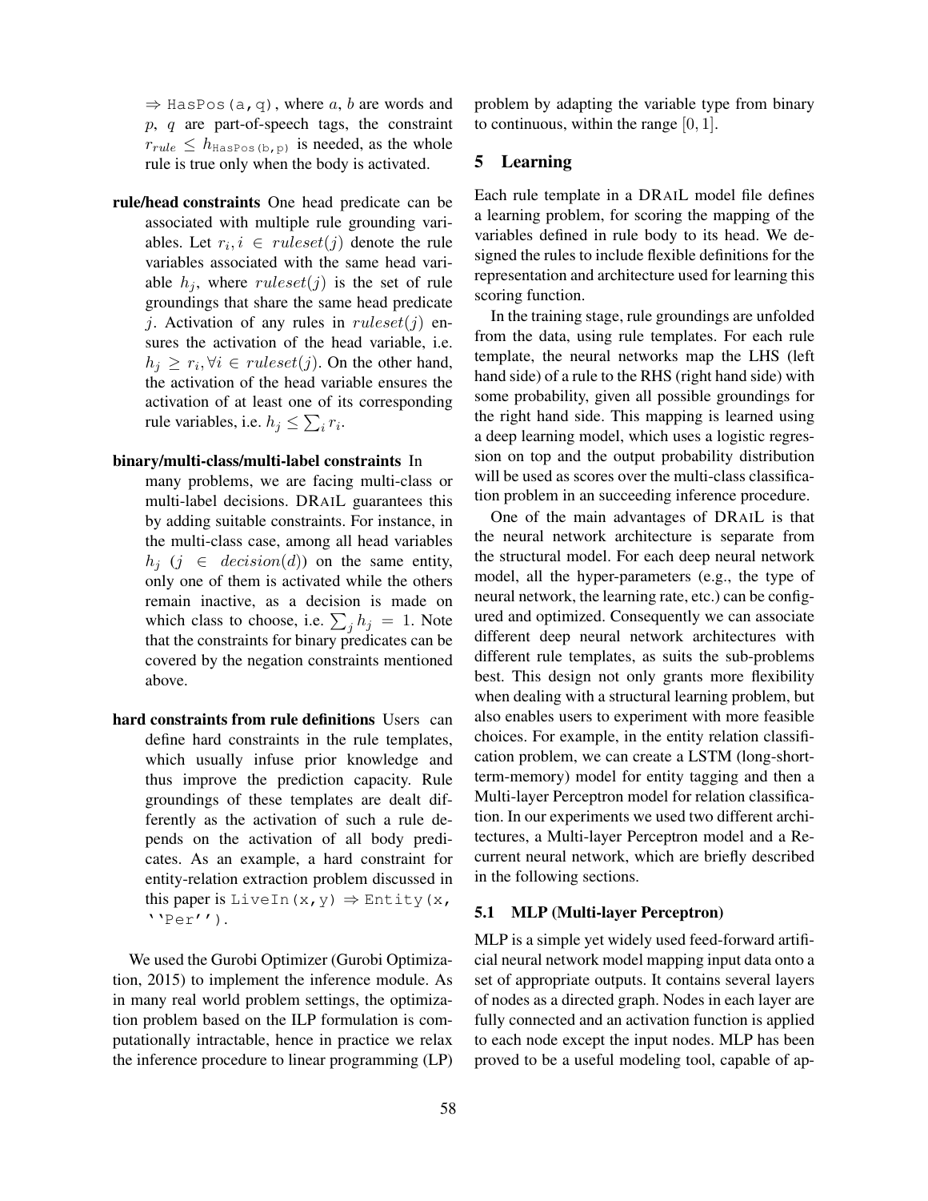⇒ `HasPos(a,q)`, where $a$, $b$ are words and $p$, $q$ are part-of-speech tags, the constraint $r_{rule} \leq h_{\texttt{HasPos(b,p)}}$ is needed, as the whole rule is true only when the body is activated.

**rule/head constraints** One head predicate can be associated with multiple rule grounding variables. Let $r_i, i \in ruleset(j)$ denote the rule variables associated with the same head variable $h_j$, where $ruleset(j)$ is the set of rule groundings that share the same head predicate $j$. Activation of any rules in $ruleset(j)$ ensures the activation of the head variable, i.e. $h_j \geq r_i, \forall i \in ruleset(j)$. On the other hand, the activation of the head variable ensures the activation of at least one of its corresponding rule variables, i.e. $h_j \leq \sum_i r_i$.

**binary/multi-class/multi-label constraints** In many problems, we are facing multi-class or multi-label decisions. DRAIL guarantees this by adding suitable constraints. For instance, in the multi-class case, among all head variables $h_j$ ($j \in decision(d)$) on the same entity, only one of them is activated while the others remain inactive, as a decision is made on which class to choose, i.e. $\sum_j h_j = 1$. Note that the constraints for binary predicates can be covered by the negation constraints mentioned above.

**hard constraints from rule definitions** Users can define hard constraints in the rule templates, which usually infuse prior knowledge and thus improve the prediction capacity. Rule groundings of these templates are dealt differently as the activation of such a rule depends on the activation of all body predicates. As an example, a hard constraint for entity-relation extraction problem discussed in this paper is `LiveIn(x,y)` ⇒ `Entity(x, ''Per'')`.

We used the Gurobi Optimizer (Gurobi Optimization, 2015) to implement the inference module. As in many real world problem settings, the optimization problem based on the ILP formulation is computationally intractable, hence in practice we relax the inference procedure to linear programming (LP) problem by adapting the variable type from binary to continuous, within the range $[0, 1]$.

## 5 Learning

Each rule template in a DRAIL model file defines a learning problem, for scoring the mapping of the variables defined in rule body to its head. We designed the rules to include flexible definitions for the representation and architecture used for learning this scoring function.

In the training stage, rule groundings are unfolded from the data, using rule templates. For each rule template, the neural networks map the LHS (left hand side) of a rule to the RHS (right hand side) with some probability, given all possible groundings for the right hand side. This mapping is learned using a deep learning model, which uses a logistic regression on top and the output probability distribution will be used as scores over the multi-class classification problem in an succeeding inference procedure.

One of the main advantages of DRAIL is that the neural network architecture is separate from the structural model. For each deep neural network model, all the hyper-parameters (e.g., the type of neural network, the learning rate, etc.) can be configured and optimized. Consequently we can associate different deep neural network architectures with different rule templates, as suits the sub-problems best. This design not only grants more flexibility when dealing with a structural learning problem, but also enables users to experiment with more feasible choices. For example, in the entity relation classification problem, we can create a LSTM (long-short-term-memory) model for entity tagging and then a Multi-layer Perceptron model for relation classification. In our experiments we used two different architectures, a Multi-layer Perceptron model and a Recurrent neural network, which are briefly described in the following sections.

### 5.1 MLP (Multi-layer Perceptron)

MLP is a simple yet widely used feed-forward artificial neural network model mapping input data onto a set of appropriate outputs. It contains several layers of nodes as a directed graph. Nodes in each layer are fully connected and an activation function is applied to each node except the input nodes. MLP has been proved to be a useful modeling tool, capable of ap-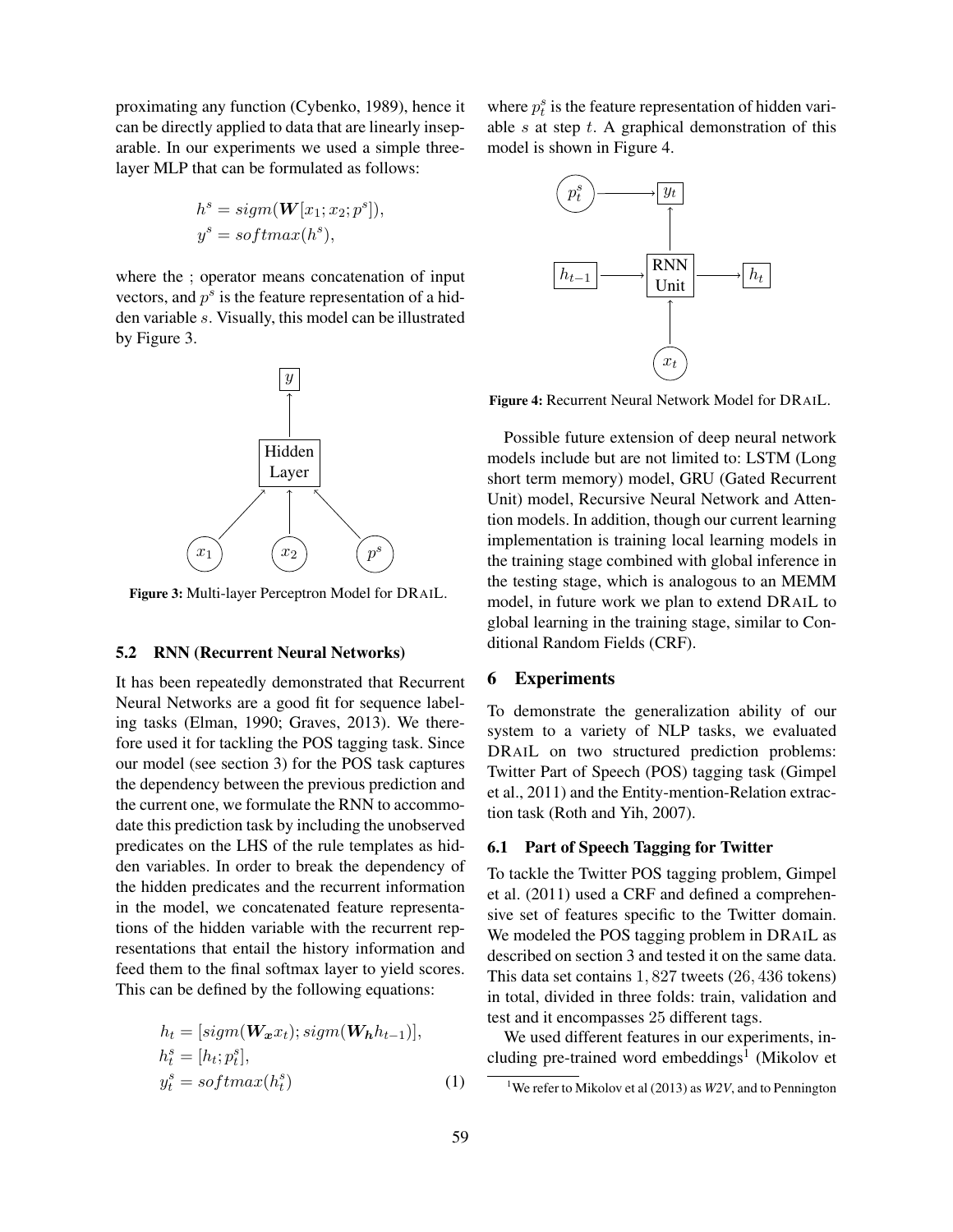proximating any function (Cybenko, 1989), hence it can be directly applied to data that are linearly inseparable. In our experiments we used a simple three-layer MLP that can be formulated as follows:

$$
\begin{aligned}
h^s &= sigm(\boldsymbol{W}[x_1; x_2; p^s]), \\
y^s &= softmax(h^s),
\end{aligned}
$$

where the ; operator means concatenation of input vectors, and $p^s$ is the feature representation of a hidden variable $s$. Visually, this model can be illustrated by Figure 3.

Figure 3: Multi-layer Perceptron Model for DRAIL.

### 5.2 RNN (Recurrent Neural Networks)

It has been repeatedly demonstrated that Recurrent Neural Networks are a good fit for sequence labeling tasks (Elman, 1990; Graves, 2013). We therefore used it for tackling the POS tagging task. Since our model (see section 3) for the POS task captures the dependency between the previous prediction and the current one, we formulate the RNN to accommodate this prediction task by including the unobserved predicates on the LHS of the rule templates as hidden variables. In order to break the dependency of the hidden predicates and the recurrent information in the model, we concatenated feature representations of the hidden variable with the recurrent representations that entail the history information and feed them to the final softmax layer to yield scores. This can be defined by the following equations:

$$
\begin{aligned}
h_t &= [sigm(\boldsymbol{W_x} x_t); sigm(\boldsymbol{W_h} h_{t-1})], \\
h_t^s &= [h_t; p_t^s], \\
y_t^s &= softmax(h_t^s)
\end{aligned}
\tag{1}
$$

where $p_t^s$ is the feature representation of hidden variable $s$ at step $t$. A graphical demonstration of this model is shown in Figure 4.

Figure 4: Recurrent Neural Network Model for DRAIL.

Possible future extension of deep neural network models include but are not limited to: LSTM (Long short term memory) model, GRU (Gated Recurrent Unit) model, Recursive Neural Network and Attention models. In addition, though our current learning implementation is training local learning models in the training stage combined with global inference in the testing stage, which is analogous to an MEMM model, in future work we plan to extend DRAIL to global learning in the training stage, similar to Conditional Random Fields (CRF).

## 6 Experiments

To demonstrate the generalization ability of our system to a variety of NLP tasks, we evaluated DRAIL on two structured prediction problems: Twitter Part of Speech (POS) tagging task (Gimpel et al., 2011) and the Entity-mention-Relation extraction task (Roth and Yih, 2007).

### 6.1 Part of Speech Tagging for Twitter

To tackle the Twitter POS tagging problem, Gimpel et al. (2011) used a CRF and defined a comprehensive set of features specific to the Twitter domain. We modeled the POS tagging problem in DRAIL as described on section 3 and tested it on the same data. This data set contains $1,827$ tweets ($26,436$ tokens) in total, divided in three folds: train, validation and test and it encompasses $25$ different tags.

We used different features in our experiments, including pre-trained word embeddings[1] (Mikolov et

[1] We refer to Mikolov et al (2013) as *W2V*, and to Pennington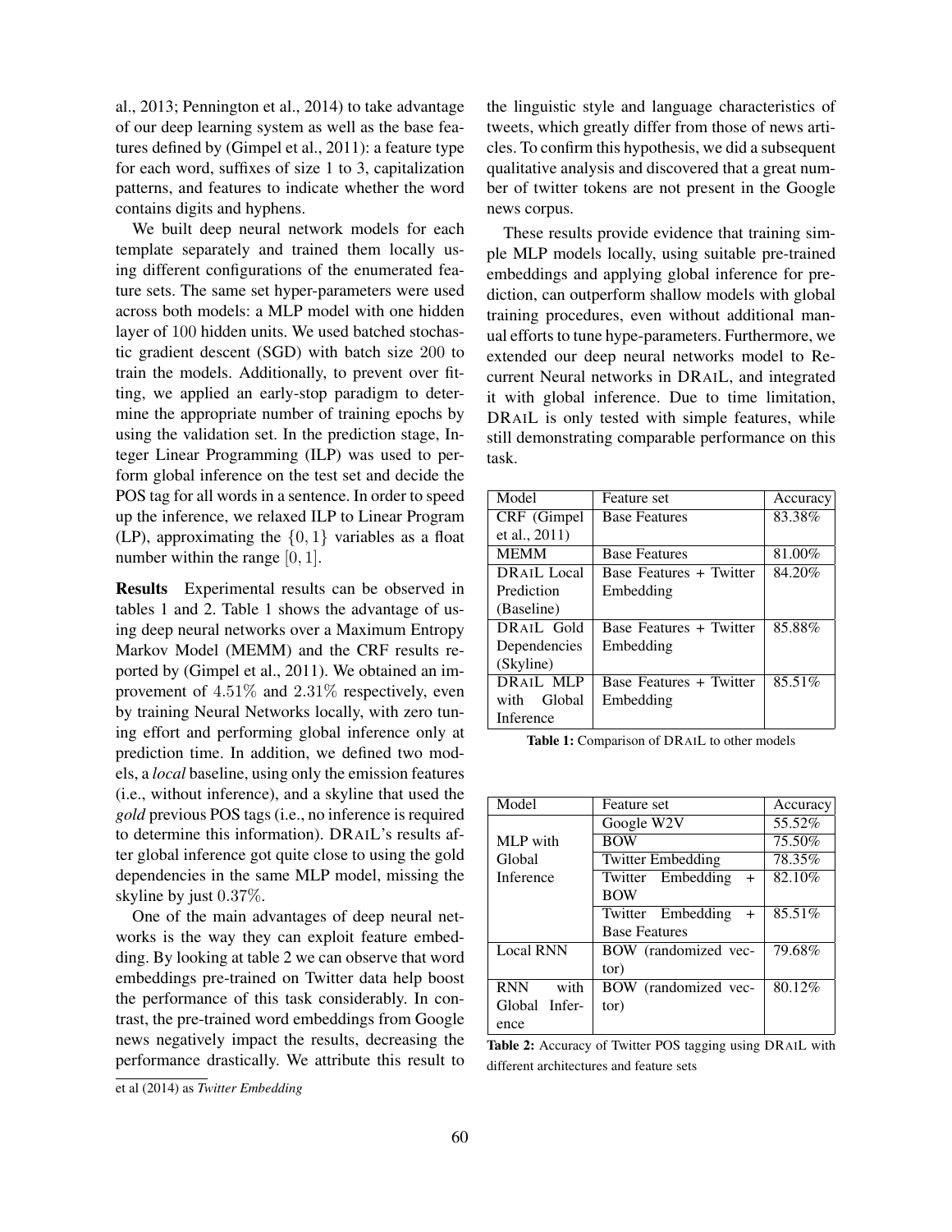al., 2013; Pennington et al., 2014) to take advantage of our deep learning system as well as the base features defined by (Gimpel et al., 2011): a feature type for each word, suffixes of size 1 to 3, capitalization patterns, and features to indicate whether the word contains digits and hyphens.

We built deep neural network models for each template separately and trained them locally using different configurations of the enumerated feature sets. The same set hyper-parameters were used across both models: a MLP model with one hidden layer of 100 hidden units. We used batched stochastic gradient descent (SGD) with batch size 200 to train the models. Additionally, to prevent over fitting, we applied an early-stop paradigm to determine the appropriate number of training epochs by using the validation set. In the prediction stage, Integer Linear Programming (ILP) was used to perform global inference on the test set and decide the POS tag for all words in a sentence. In order to speed up the inference, we relaxed ILP to Linear Program (LP), approximating the $\{0, 1\}$ variables as a float number within the range $[0, 1]$.

**Results** Experimental results can be observed in tables 1 and 2. Table 1 shows the advantage of using deep neural networks over a Maximum Entropy Markov Model (MEMM) and the CRF results reported by (Gimpel et al., 2011). We obtained an improvement of $4.51\%$ and $2.31\%$ respectively, even by training Neural Networks locally, with zero tuning effort and performing global inference only at prediction time. In addition, we defined two models, a *local* baseline, using only the emission features (i.e., without inference), and a skyline that used the *gold* previous POS tags (i.e., no inference is required to determine this information). DRAIL's results after global inference got quite close to using the gold dependencies in the same MLP model, missing the skyline by just $0.37\%$.

One of the main advantages of deep neural networks is the way they can exploit feature embedding. By looking at table 2 we can observe that word embeddings pre-trained on Twitter data help boost the performance of this task considerably. In contrast, the pre-trained word embeddings from Google news negatively impact the results, decreasing the performance drastically. We attribute this result to the linguistic style and language characteristics of tweets, which greatly differ from those of news articles. To confirm this hypothesis, we did a subsequent qualitative analysis and discovered that a great number of twitter tokens are not present in the Google news corpus.

These results provide evidence that training simple MLP models locally, using suitable pre-trained embeddings and applying global inference for prediction, can outperform shallow models with global training procedures, even without additional manual efforts to tune hype-parameters. Furthermore, we extended our deep neural networks model to Recurrent Neural networks in DRAIL, and integrated it with global inference. Due to time limitation, DRAIL is only tested with simple features, while still demonstrating comparable performance on this task.

| Model | Feature set | Accuracy |
|---|---|---|
| CRF (Gimpel et al., 2011) | Base Features | 83.38% |
| MEMM | Base Features | 81.00% |
| DRAIL Local Prediction (Baseline) | Base Features + Twitter Embedding | 84.20% |
| DRAIL Gold Dependencies (Skyline) | Base Features + Twitter Embedding | 85.88% |
| DRAIL MLP with Global Inference | Base Features + Twitter Embedding | 85.51% |

**Table 1:** Comparison of DRAIL to other models

| Model | Feature set | Accuracy |
|---|---|---|
| MLP with Global Inference | Google W2V | 55.52% |
| | BOW | 75.50% |
| | Twitter Embedding | 78.35% |
| | Twitter Embedding + BOW | 82.10% |
| | Twitter Embedding + Base Features | 85.51% |
| Local RNN | BOW (randomized vector) | 79.68% |
| RNN with Global Inference | BOW (randomized vector) | 80.12% |

**Table 2:** Accuracy of Twitter POS tagging using DRAIL with different architectures and feature sets

et al (2014) as *Twitter Embedding*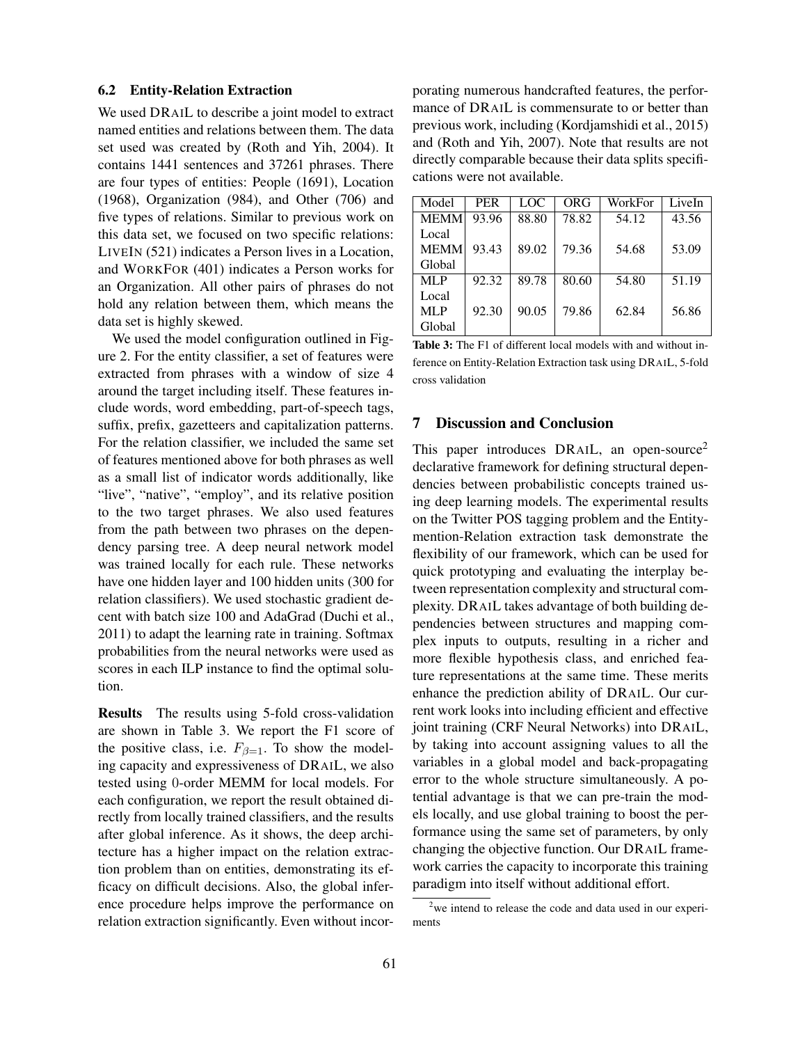### 6.2 Entity-Relation Extraction

We used DRAIL to describe a joint model to extract named entities and relations between them. The data set used was created by (Roth and Yih, 2004). It contains 1441 sentences and 37261 phrases. There are four types of entities: People (1691), Location (1968), Organization (984), and Other (706) and five types of relations. Similar to previous work on this data set, we focused on two specific relations: LIVEIN (521) indicates a Person lives in a Location, and WORKFOR (401) indicates a Person works for an Organization. All other pairs of phrases do not hold any relation between them, which means the data set is highly skewed.

We used the model configuration outlined in Figure 2. For the entity classifier, a set of features were extracted from phrases with a window of size 4 around the target including itself. These features include words, word embedding, part-of-speech tags, suffix, prefix, gazetteers and capitalization patterns. For the relation classifier, we included the same set of features mentioned above for both phrases as well as a small list of indicator words additionally, like "live", "native", "employ", and its relative position to the two target phrases. We also used features from the path between two phrases on the dependency parsing tree. A deep neural network model was trained locally for each rule. These networks have one hidden layer and 100 hidden units (300 for relation classifiers). We used stochastic gradient decent with batch size 100 and AdaGrad (Duchi et al., 2011) to adapt the learning rate in training. Softmax probabilities from the neural networks were used as scores in each ILP instance to find the optimal solution.

**Results** The results using 5-fold cross-validation are shown in Table 3. We report the F1 score of the positive class, i.e. $F_{\beta=1}$. To show the modeling capacity and expressiveness of DRAIL, we also tested using 0-order MEMM for local models. For each configuration, we report the result obtained directly from locally trained classifiers, and the results after global inference. As it shows, the deep architecture has a higher impact on the relation extraction problem than on entities, demonstrating its efficacy on difficult decisions. Also, the global inference procedure helps improve the performance on relation extraction significantly. Even without incorporating numerous handcrafted features, the performance of DRAIL is commensurate to or better than previous work, including (Kordjamshidi et al., 2015) and (Roth and Yih, 2007). Note that results are not directly comparable because their data splits specifications were not available.

| Model | PER | LOC | ORG | WorkFor | LiveIn |
|---|---|---|---|---|---|
| MEMM Local | 93.96 | 88.80 | 78.82 | 54.12 | 43.56 |
| MEMM Global | 93.43 | 89.02 | 79.36 | 54.68 | 53.09 |
| MLP Local | 92.32 | 89.78 | 80.60 | 54.80 | 51.19 |
| MLP Global | 92.30 | 90.05 | 79.86 | 62.84 | 56.86 |

**Table 3:** The F1 of different local models with and without inference on Entity-Relation Extraction task using DRAIL, 5-fold cross validation

## 7 Discussion and Conclusion

This paper introduces DRAIL, an open-source[2] declarative framework for defining structural dependencies between probabilistic concepts trained using deep learning models. The experimental results on the Twitter POS tagging problem and the Entity-mention-Relation extraction task demonstrate the flexibility of our framework, which can be used for quick prototyping and evaluating the interplay between representation complexity and structural complexity. DRAIL takes advantage of both building dependencies between structures and mapping complex inputs to outputs, resulting in a richer and more flexible hypothesis class, and enriched feature representations at the same time. These merits enhance the prediction ability of DRAIL. Our current work looks into including efficient and effective joint training (CRF Neural Networks) into DRAIL, by taking into account assigning values to all the variables in a global model and back-propagating error to the whole structure simultaneously. A potential advantage is that we can pre-train the models locally, and use global training to boost the performance using the same set of parameters, by only changing the objective function. Our DRAIL framework carries the capacity to incorporate this training paradigm into itself without additional effort.

[2] we intend to release the code and data used in our experiments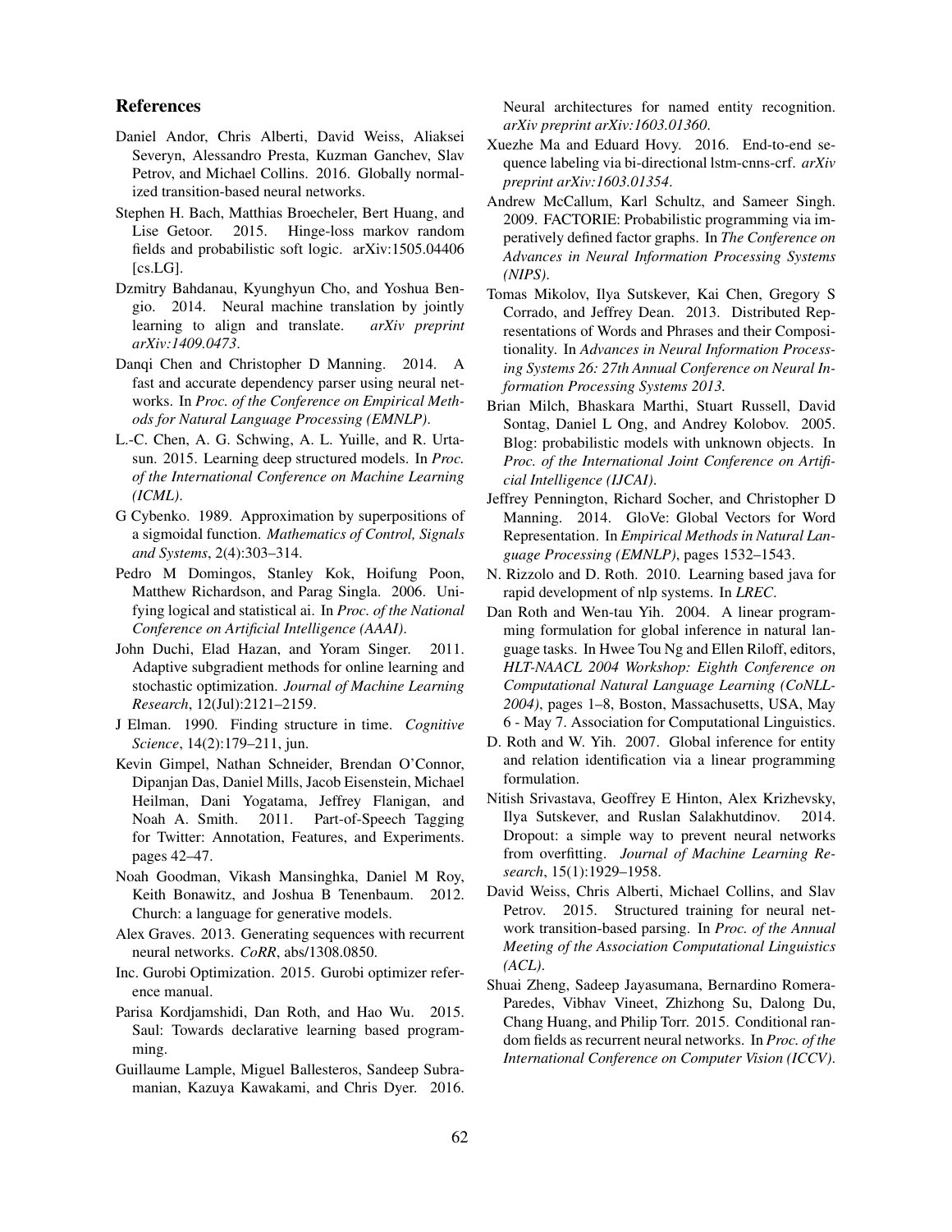## References

Daniel Andor, Chris Alberti, David Weiss, Aliaksei Severyn, Alessandro Presta, Kuzman Ganchev, Slav Petrov, and Michael Collins. 2016. Globally normalized transition-based neural networks.

Stephen H. Bach, Matthias Broecheler, Bert Huang, and Lise Getoor. 2015. Hinge-loss markov random fields and probabilistic soft logic. arXiv:1505.04406 [cs.LG].

Dzmitry Bahdanau, Kyunghyun Cho, and Yoshua Bengio. 2014. Neural machine translation by jointly learning to align and translate. *arXiv preprint arXiv:1409.0473*.

Danqi Chen and Christopher D Manning. 2014. A fast and accurate dependency parser using neural networks. In *Proc. of the Conference on Empirical Methods for Natural Language Processing (EMNLP)*.

L.-C. Chen, A. G. Schwing, A. L. Yuille, and R. Urtasun. 2015. Learning deep structured models. In *Proc. of the International Conference on Machine Learning (ICML)*.

G Cybenko. 1989. Approximation by superpositions of a sigmoidal function. *Mathematics of Control, Signals and Systems*, 2(4):303–314.

Pedro M Domingos, Stanley Kok, Hoifung Poon, Matthew Richardson, and Parag Singla. 2006. Unifying logical and statistical ai. In *Proc. of the National Conference on Artificial Intelligence (AAAI)*.

John Duchi, Elad Hazan, and Yoram Singer. 2011. Adaptive subgradient methods for online learning and stochastic optimization. *Journal of Machine Learning Research*, 12(Jul):2121–2159.

J Elman. 1990. Finding structure in time. *Cognitive Science*, 14(2):179–211, jun.

Kevin Gimpel, Nathan Schneider, Brendan O'Connor, Dipanjan Das, Daniel Mills, Jacob Eisenstein, Michael Heilman, Dani Yogatama, Jeffrey Flanigan, and Noah A. Smith. 2011. Part-of-Speech Tagging for Twitter: Annotation, Features, and Experiments. pages 42–47.

Noah Goodman, Vikash Mansinghka, Daniel M Roy, Keith Bonawitz, and Joshua B Tenenbaum. 2012. Church: a language for generative models.

Alex Graves. 2013. Generating sequences with recurrent neural networks. *CoRR*, abs/1308.0850.

Inc. Gurobi Optimization. 2015. Gurobi optimizer reference manual.

Parisa Kordjamshidi, Dan Roth, and Hao Wu. 2015. Saul: Towards declarative learning based programming.

Guillaume Lample, Miguel Ballesteros, Sandeep Subramanian, Kazuya Kawakami, and Chris Dyer. 2016. Neural architectures for named entity recognition. *arXiv preprint arXiv:1603.01360*.

Xuezhe Ma and Eduard Hovy. 2016. End-to-end sequence labeling via bi-directional lstm-cnns-crf. *arXiv preprint arXiv:1603.01354*.

Andrew McCallum, Karl Schultz, and Sameer Singh. 2009. FACTORIE: Probabilistic programming via imperatively defined factor graphs. In *The Conference on Advances in Neural Information Processing Systems (NIPS)*.

Tomas Mikolov, Ilya Sutskever, Kai Chen, Gregory S Corrado, and Jeffrey Dean. 2013. Distributed Representations of Words and Phrases and their Compositionality. In *Advances in Neural Information Processing Systems 26: 27th Annual Conference on Neural Information Processing Systems 2013.*

Brian Milch, Bhaskara Marthi, Stuart Russell, David Sontag, Daniel L Ong, and Andrey Kolobov. 2005. Blog: probabilistic models with unknown objects. In *Proc. of the International Joint Conference on Artificial Intelligence (IJCAI)*.

Jeffrey Pennington, Richard Socher, and Christopher D Manning. 2014. GloVe: Global Vectors for Word Representation. In *Empirical Methods in Natural Language Processing (EMNLP)*, pages 1532–1543.

N. Rizzolo and D. Roth. 2010. Learning based java for rapid development of nlp systems. In *LREC*.

Dan Roth and Wen-tau Yih. 2004. A linear programming formulation for global inference in natural language tasks. In Hwee Tou Ng and Ellen Riloff, editors, *HLT-NAACL 2004 Workshop: Eighth Conference on Computational Natural Language Learning (CoNLL-2004)*, pages 1–8, Boston, Massachusetts, USA, May 6 - May 7. Association for Computational Linguistics.

D. Roth and W. Yih. 2007. Global inference for entity and relation identification via a linear programming formulation.

Nitish Srivastava, Geoffrey E Hinton, Alex Krizhevsky, Ilya Sutskever, and Ruslan Salakhutdinov. 2014. Dropout: a simple way to prevent neural networks from overfitting. *Journal of Machine Learning Research*, 15(1):1929–1958.

David Weiss, Chris Alberti, Michael Collins, and Slav Petrov. 2015. Structured training for neural network transition-based parsing. In *Proc. of the Annual Meeting of the Association Computational Linguistics (ACL)*.

Shuai Zheng, Sadeep Jayasumana, Bernardino Romera-Paredes, Vibhav Vineet, Zhizhong Su, Dalong Du, Chang Huang, and Philip Torr. 2015. Conditional random fields as recurrent neural networks. In *Proc. of the International Conference on Computer Vision (ICCV)*.